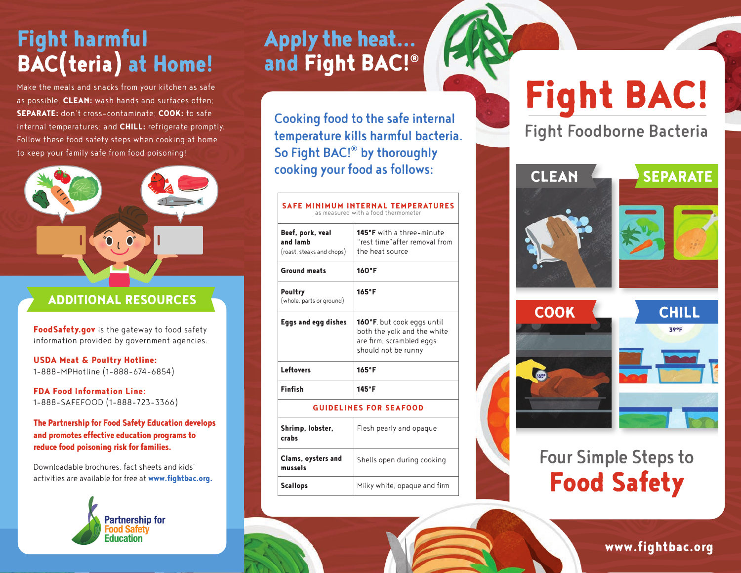# Fight harmful BAC(teria) at Home!

Make the meals and snacks from your kitchen as safe as possible. **CLEAN:** wash hands and surfaces often; **SEPARATE:** don't cross-contaminate; **COOK:** to safe internal temperatures; and **CHILL:** refrigerate promptly. Follow these food safety steps when cooking at home to keep your family safe from food poisoning!

## ADDITIONAL RESOURCES

**FoodSafety.gov** is the gateway to food safety information provided by government agencies.

**USDA Meat & Poultry Hotline:**
1-888-MPHotline (1-888-674-6854)

**FDA Food Information Line:**
1-888-SAFEFOOD (1-888-723-3366)

**The Partnership for Food Safety Education develops and promotes effective education programs to reduce food poisoning risk for families.**

Downloadable brochures, fact sheets and kids' activities are available for free at **www.fightbac.org.**

Partnership for Food Safety Education

# Apply the heat... and Fight BAC!®

Cooking food to the safe internal temperature kills harmful bacteria. So Fight BAC!® by thoroughly cooking your food as follows:

| SAFE MINIMUM INTERNAL TEMPERATURES as measured with a food thermometer | |
|---|---|
| **Beef, pork, veal and lamb** (roast, steaks and chops) | **145°F** with a three-minute "rest time" after removal from the heat source |
| **Ground meats** | **160°F** |
| **Poultry** (whole, parts or ground) | **165°F** |
| **Eggs and egg dishes** | **160°F**, but cook eggs until both the yolk and the white are firm; scrambled eggs should not be runny |
| **Leftovers** | **165°F** |
| **Finfish** | **145°F** |
| **GUIDELINES FOR SEAFOOD** | |
| **Shrimp, lobster, crabs** | Flesh pearly and opaque |
| **Clams, oysters and mussels** | Shells open during cooking |
| **Scallops** | Milky white, opaque and firm |

# Fight BAC!

## Fight Foodborne Bacteria

CLEAN

SEPARATE

COOK

CHILL

Four Simple Steps to **Food Safety**

www.fightbac.org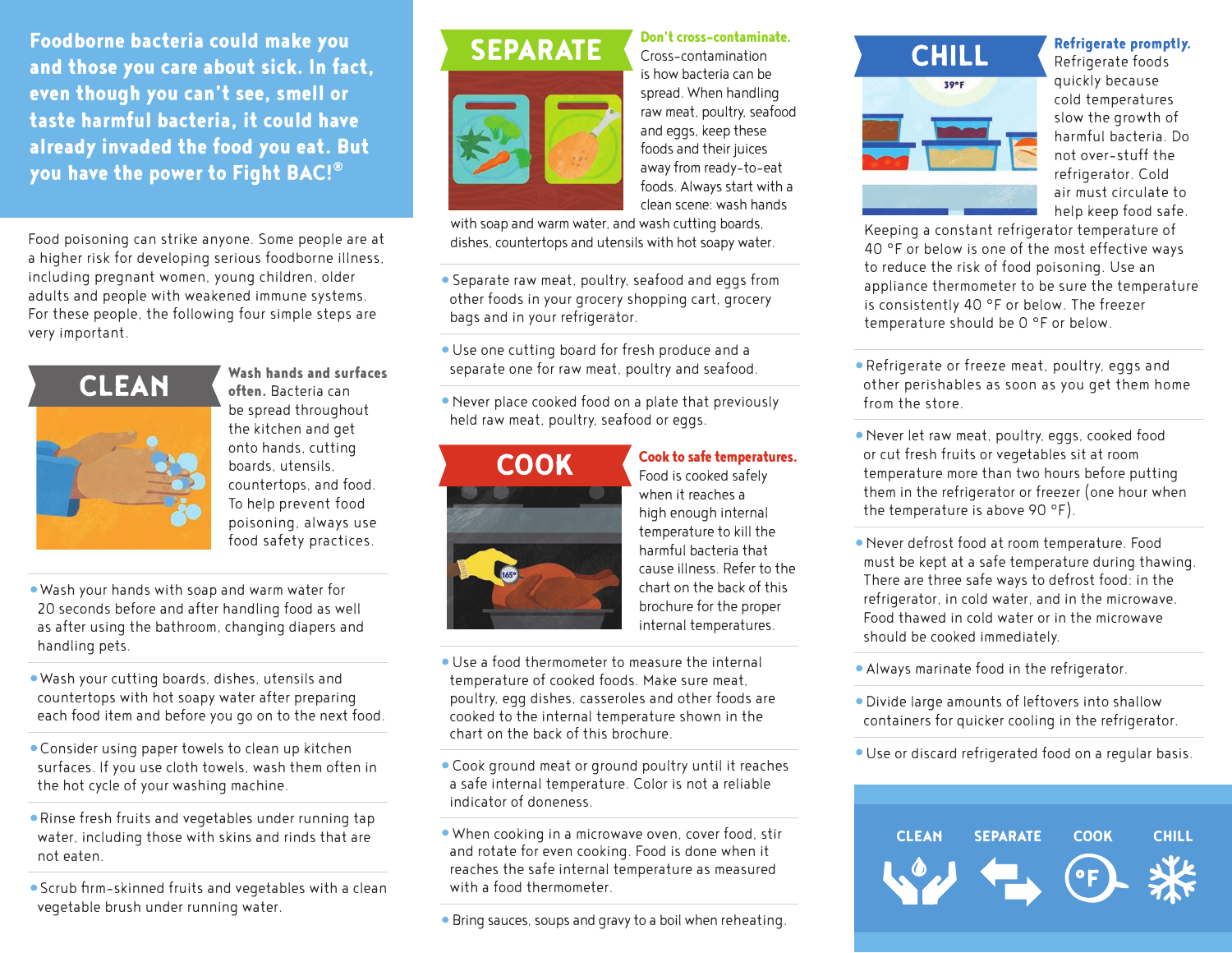**Foodborne bacteria could make you and those you care about sick. In fact, even though you can't see, smell or taste harmful bacteria, it could have already invaded the food you eat. But you have the power to Fight BAC!®**

Food poisoning can strike anyone. Some people are at a higher risk for developing serious foodborne illness, including pregnant women, young children, older adults and people with weakened immune systems. For these people, the following four simple steps are very important.

## CLEAN

**Wash hands and surfaces often.** Bacteria can be spread throughout the kitchen and get onto hands, cutting boards, utensils, countertops, and food. To help prevent food poisoning, always use food safety practices.

- Wash your hands with soap and warm water for 20 seconds before and after handling food as well as after using the bathroom, changing diapers and handling pets.
- Wash your cutting boards, dishes, utensils and countertops with hot soapy water after preparing each food item and before you go on to the next food.
- Consider using paper towels to clean up kitchen surfaces. If you use cloth towels, wash them often in the hot cycle of your washing machine.
- Rinse fresh fruits and vegetables under running tap water, including those with skins and rinds that are not eaten.
- Scrub firm-skinned fruits and vegetables with a clean vegetable brush under running water.

## SEPARATE

**Don't cross-contaminate.** Cross-contamination is how bacteria can be spread. When handling raw meat, poultry, seafood and eggs, keep these foods and their juices away from ready-to-eat foods. Always start with a clean scene: wash hands with soap and warm water, and wash cutting boards, dishes, countertops and utensils with hot soapy water.

- Separate raw meat, poultry, seafood and eggs from other foods in your grocery shopping cart, grocery bags and in your refrigerator.
- Use one cutting board for fresh produce and a separate one for raw meat, poultry and seafood.
- Never place cooked food on a plate that previously held raw meat, poultry, seafood or eggs.

## COOK

**Cook to safe temperatures.** Food is cooked safely when it reaches a high enough internal temperature to kill the harmful bacteria that cause illness. Refer to the chart on the back of this brochure for the proper internal temperatures.

- Use a food thermometer to measure the internal temperature of cooked foods. Make sure meat, poultry, egg dishes, casseroles and other foods are cooked to the internal temperature shown in the chart on the back of this brochure.
- Cook ground meat or ground poultry until it reaches a safe internal temperature. Color is not a reliable indicator of doneness.
- When cooking in a microwave oven, cover food, stir and rotate for even cooking. Food is done when it reaches the safe internal temperature as measured with a food thermometer.
- Bring sauces, soups and gravy to a boil when reheating.

## CHILL

**Refrigerate promptly.** Refrigerate foods quickly because cold temperatures slow the growth of harmful bacteria. Do not over-stuff the refrigerator. Cold air must circulate to help keep food safe. Keeping a constant refrigerator temperature of 40 °F or below is one of the most effective ways to reduce the risk of food poisoning. Use an appliance thermometer to be sure the temperature is consistently 40 °F or below. The freezer temperature should be 0 °F or below.

- Refrigerate or freeze meat, poultry, eggs and other perishables as soon as you get them home from the store.
- Never let raw meat, poultry, eggs, cooked food or cut fresh fruits or vegetables sit at room temperature more than two hours before putting them in the refrigerator or freezer (one hour when the temperature is above 90 °F).
- Never defrost food at room temperature. Food must be kept at a safe temperature during thawing. There are three safe ways to defrost food: in the refrigerator, in cold water, and in the microwave. Food thawed in cold water or in the microwave should be cooked immediately.
- Always marinate food in the refrigerator.
- Divide large amounts of leftovers into shallow containers for quicker cooling in the refrigerator.
- Use or discard refrigerated food on a regular basis.

CLEAN SEPARATE COOK CHILL